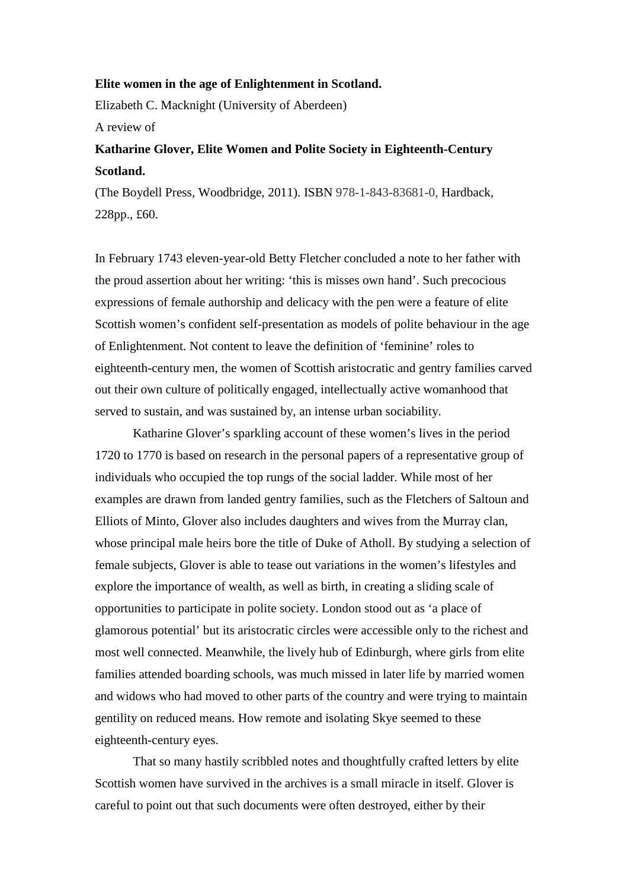**Elite women in the age of Enlightenment in Scotland.**

Elizabeth C. Macknight (University of Aberdeen)

A review of

**Katharine Glover, Elite Women and Polite Society in Eighteenth-Century Scotland.**

(The Boydell Press, Woodbridge, 2011). ISBN 978-1-843-83681-0, Hardback, 228pp., £60.

In February 1743 eleven-year-old Betty Fletcher concluded a note to her father with the proud assertion about her writing: 'this is misses own hand'. Such precocious expressions of female authorship and delicacy with the pen were a feature of elite Scottish women's confident self-presentation as models of polite behaviour in the age of Enlightenment. Not content to leave the definition of 'feminine' roles to eighteenth-century men, the women of Scottish aristocratic and gentry families carved out their own culture of politically engaged, intellectually active womanhood that served to sustain, and was sustained by, an intense urban sociability.

Katharine Glover's sparkling account of these women's lives in the period 1720 to 1770 is based on research in the personal papers of a representative group of individuals who occupied the top rungs of the social ladder. While most of her examples are drawn from landed gentry families, such as the Fletchers of Saltoun and Elliots of Minto, Glover also includes daughters and wives from the Murray clan, whose principal male heirs bore the title of Duke of Atholl. By studying a selection of female subjects, Glover is able to tease out variations in the women's lifestyles and explore the importance of wealth, as well as birth, in creating a sliding scale of opportunities to participate in polite society. London stood out as 'a place of glamorous potential' but its aristocratic circles were accessible only to the richest and most well connected. Meanwhile, the lively hub of Edinburgh, where girls from elite families attended boarding schools, was much missed in later life by married women and widows who had moved to other parts of the country and were trying to maintain gentility on reduced means. How remote and isolating Skye seemed to these eighteenth-century eyes.

That so many hastily scribbled notes and thoughtfully crafted letters by elite Scottish women have survived in the archives is a small miracle in itself. Glover is careful to point out that such documents were often destroyed, either by their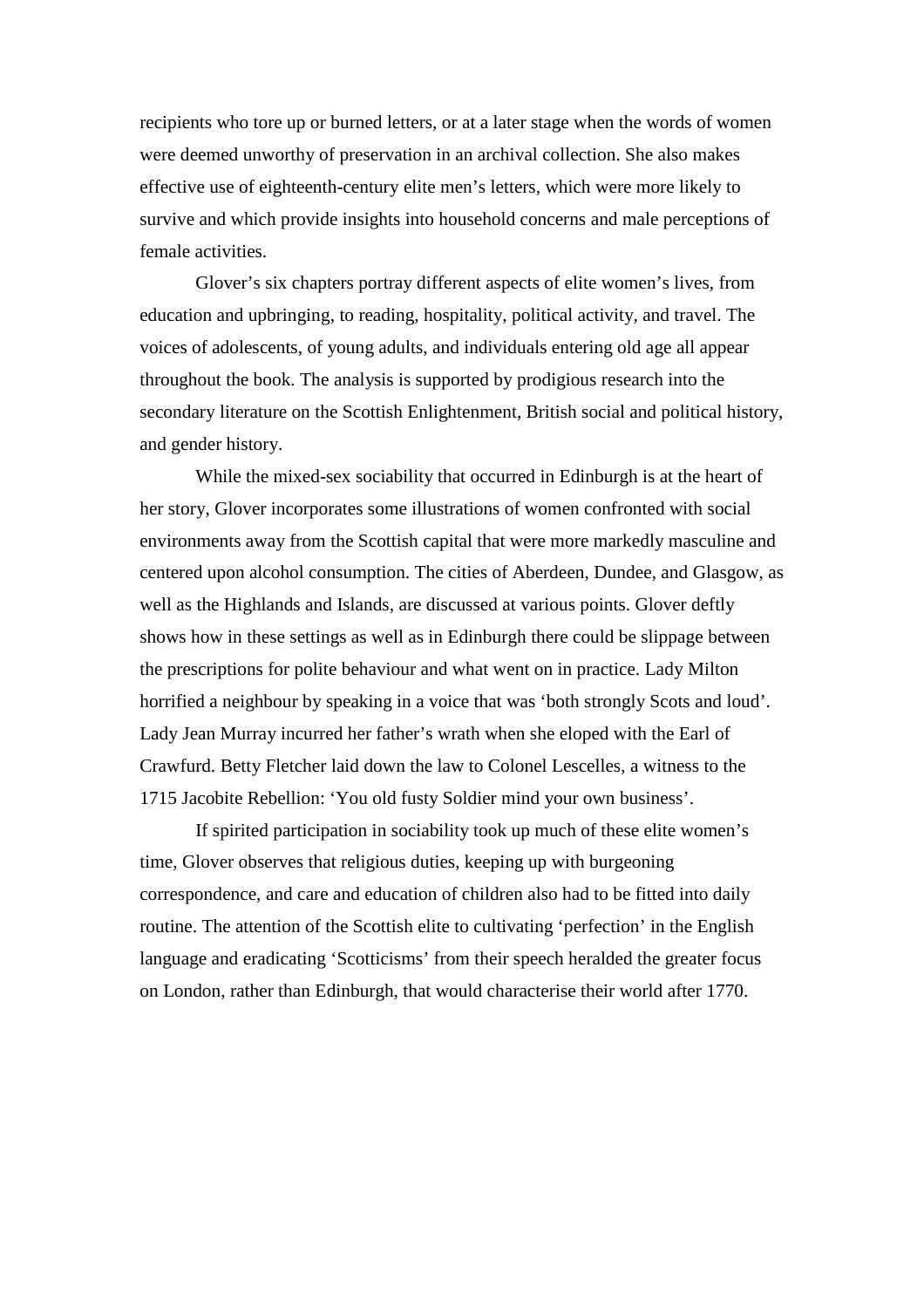recipients who tore up or burned letters, or at a later stage when the words of women were deemed unworthy of preservation in an archival collection. She also makes effective use of eighteenth-century elite men's letters, which were more likely to survive and which provide insights into household concerns and male perceptions of female activities.

Glover's six chapters portray different aspects of elite women's lives, from education and upbringing, to reading, hospitality, political activity, and travel. The voices of adolescents, of young adults, and individuals entering old age all appear throughout the book. The analysis is supported by prodigious research into the secondary literature on the Scottish Enlightenment, British social and political history, and gender history.

While the mixed-sex sociability that occurred in Edinburgh is at the heart of her story, Glover incorporates some illustrations of women confronted with social environments away from the Scottish capital that were more markedly masculine and centered upon alcohol consumption. The cities of Aberdeen, Dundee, and Glasgow, as well as the Highlands and Islands, are discussed at various points. Glover deftly shows how in these settings as well as in Edinburgh there could be slippage between the prescriptions for polite behaviour and what went on in practice. Lady Milton horrified a neighbour by speaking in a voice that was 'both strongly Scots and loud'. Lady Jean Murray incurred her father's wrath when she eloped with the Earl of Crawfurd. Betty Fletcher laid down the law to Colonel Lescelles, a witness to the 1715 Jacobite Rebellion: 'You old fusty Soldier mind your own business'.

If spirited participation in sociability took up much of these elite women's time, Glover observes that religious duties, keeping up with burgeoning correspondence, and care and education of children also had to be fitted into daily routine. The attention of the Scottish elite to cultivating 'perfection' in the English language and eradicating 'Scotticisms' from their speech heralded the greater focus on London, rather than Edinburgh, that would characterise their world after 1770.